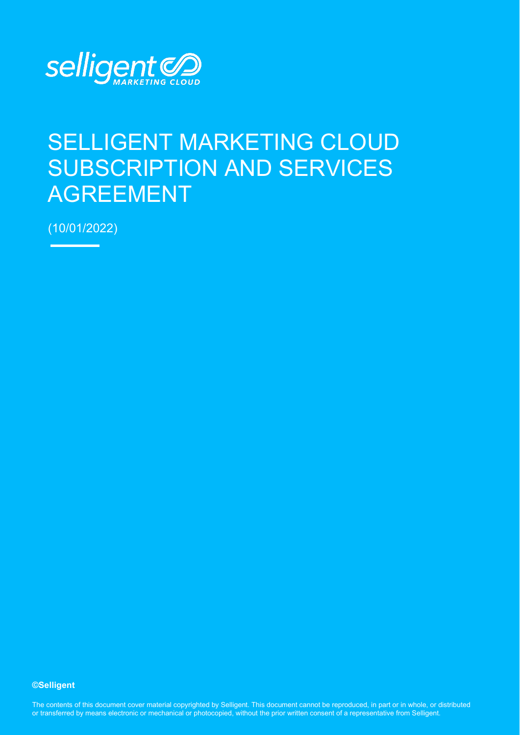selligent MARKETING CLOUD

# SELLIGENT MARKETING CLOUD SUBSCRIPTION AND SERVICES AGREEMENT

(10/01/2022)

**©Selligent**

The contents of this document cover material copyrighted by Selligent. This document cannot be reproduced, in part or in whole, or distributed or transferred by means electronic or mechanical or photocopied, without the prior written consent of a representative from Selligent.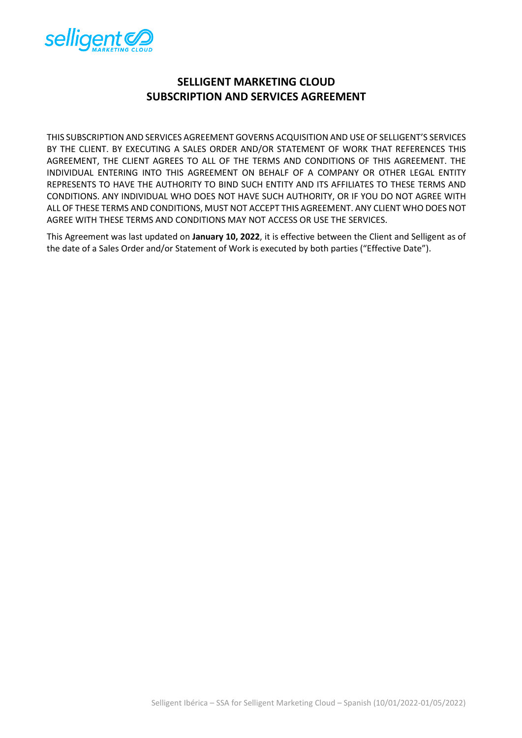# SELLIGENT MARKETING CLOUD
# SUBSCRIPTION AND SERVICES AGREEMENT

THIS SUBSCRIPTION AND SERVICES AGREEMENT GOVERNS ACQUISITION AND USE OF SELLIGENT'S SERVICES BY THE CLIENT. BY EXECUTING A SALES ORDER AND/OR STATEMENT OF WORK THAT REFERENCES THIS AGREEMENT, THE CLIENT AGREES TO ALL OF THE TERMS AND CONDITIONS OF THIS AGREEMENT. THE INDIVIDUAL ENTERING INTO THIS AGREEMENT ON BEHALF OF A COMPANY OR OTHER LEGAL ENTITY REPRESENTS TO HAVE THE AUTHORITY TO BIND SUCH ENTITY AND ITS AFFILIATES TO THESE TERMS AND CONDITIONS. ANY INDIVIDUAL WHO DOES NOT HAVE SUCH AUTHORITY, OR IF YOU DO NOT AGREE WITH ALL OF THESE TERMS AND CONDITIONS, MUST NOT ACCEPT THIS AGREEMENT. ANY CLIENT WHO DOES NOT AGREE WITH THESE TERMS AND CONDITIONS MAY NOT ACCESS OR USE THE SERVICES.

This Agreement was last updated on **January 10, 2022**, it is effective between the Client and Selligent as of the date of a Sales Order and/or Statement of Work is executed by both parties ("Effective Date").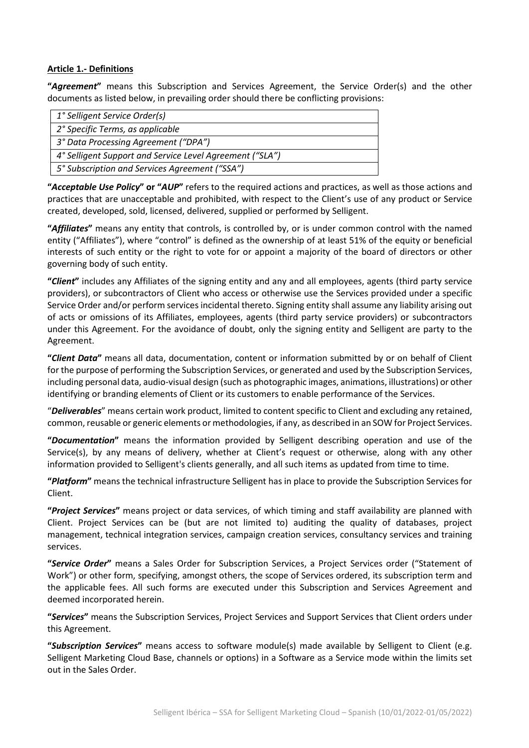**Article 1.- Definitions**

**"*Agreement*"** means this Subscription and Services Agreement, the Service Order(s) and the other documents as listed below, in prevailing order should there be conflicting provisions:

| *1° Selligent Service Order(s)* |
|---|
| *2° Specific Terms, as applicable* |
| *3° Data Processing Agreement ("DPA")* |
| *4° Selligent Support and Service Level Agreement ("SLA")* |
| *5° Subscription and Services Agreement ("SSA")* |

**"*Acceptable Use Policy*" or "*AUP*"** refers to the required actions and practices, as well as those actions and practices that are unacceptable and prohibited, with respect to the Client's use of any product or Service created, developed, sold, licensed, delivered, supplied or performed by Selligent.

**"*Affiliates*"** means any entity that controls, is controlled by, or is under common control with the named entity ("Affiliates"), where "control" is defined as the ownership of at least 51% of the equity or beneficial interests of such entity or the right to vote for or appoint a majority of the board of directors or other governing body of such entity.

**"*Client*"** includes any Affiliates of the signing entity and any and all employees, agents (third party service providers), or subcontractors of Client who access or otherwise use the Services provided under a specific Service Order and/or perform services incidental thereto. Signing entity shall assume any liability arising out of acts or omissions of its Affiliates, employees, agents (third party service providers) or subcontractors under this Agreement. For the avoidance of doubt, only the signing entity and Selligent are party to the Agreement.

**"*Client Data*"** means all data, documentation, content or information submitted by or on behalf of Client for the purpose of performing the Subscription Services, or generated and used by the Subscription Services, including personal data, audio-visual design (such as photographic images, animations, illustrations) or other identifying or branding elements of Client or its customers to enable performance of the Services.

"***Deliverables***" means certain work product, limited to content specific to Client and excluding any retained, common, reusable or generic elements or methodologies, if any, as described in an SOW for Project Services.

**"*Documentation*"** means the information provided by Selligent describing operation and use of the Service(s), by any means of delivery, whether at Client's request or otherwise, along with any other information provided to Selligent's clients generally, and all such items as updated from time to time.

**"*Platform*"** means the technical infrastructure Selligent has in place to provide the Subscription Services for Client.

**"*Project Services*"** means project or data services, of which timing and staff availability are planned with Client. Project Services can be (but are not limited to) auditing the quality of databases, project management, technical integration services, campaign creation services, consultancy services and training services.

**"*Service Order*"** means a Sales Order for Subscription Services, a Project Services order ("Statement of Work") or other form, specifying, amongst others, the scope of Services ordered, its subscription term and the applicable fees. All such forms are executed under this Subscription and Services Agreement and deemed incorporated herein.

**"*Services*"** means the Subscription Services, Project Services and Support Services that Client orders under this Agreement.

**"*Subscription Services*"** means access to software module(s) made available by Selligent to Client (e.g. Selligent Marketing Cloud Base, channels or options) in a Software as a Service mode within the limits set out in the Sales Order.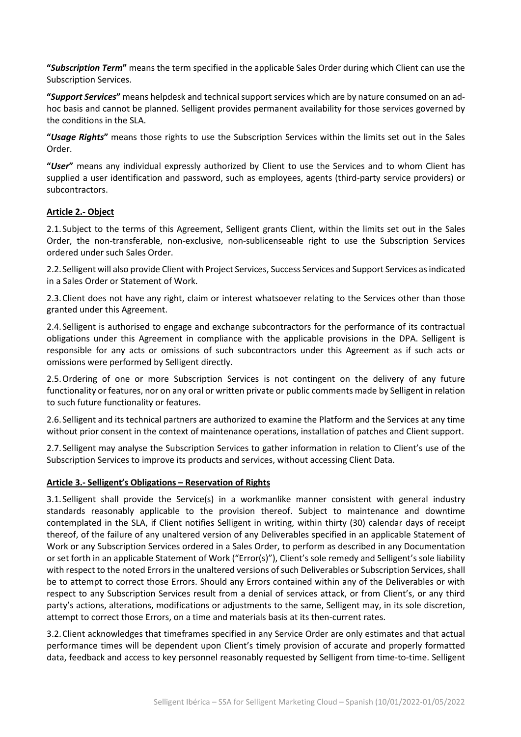**"*Subscription Term*"** means the term specified in the applicable Sales Order during which Client can use the Subscription Services.

**"*Support Services*"** means helpdesk and technical support services which are by nature consumed on an ad-hoc basis and cannot be planned. Selligent provides permanent availability for those services governed by the conditions in the SLA.

**"*Usage Rights*"** means those rights to use the Subscription Services within the limits set out in the Sales Order.

**"*User*"** means any individual expressly authorized by Client to use the Services and to whom Client has supplied a user identification and password, such as employees, agents (third-party service providers) or subcontractors.

## **Article 2.- Object**

2.1. Subject to the terms of this Agreement, Selligent grants Client, within the limits set out in the Sales Order, the non-transferable, non-exclusive, non-sublicenseable right to use the Subscription Services ordered under such Sales Order.

2.2. Selligent will also provide Client with Project Services, Success Services and Support Services as indicated in a Sales Order or Statement of Work.

2.3. Client does not have any right, claim or interest whatsoever relating to the Services other than those granted under this Agreement.

2.4. Selligent is authorised to engage and exchange subcontractors for the performance of its contractual obligations under this Agreement in compliance with the applicable provisions in the DPA. Selligent is responsible for any acts or omissions of such subcontractors under this Agreement as if such acts or omissions were performed by Selligent directly.

2.5. Ordering of one or more Subscription Services is not contingent on the delivery of any future functionality or features, nor on any oral or written private or public comments made by Selligent in relation to such future functionality or features.

2.6. Selligent and its technical partners are authorized to examine the Platform and the Services at any time without prior consent in the context of maintenance operations, installation of patches and Client support.

2.7. Selligent may analyse the Subscription Services to gather information in relation to Client's use of the Subscription Services to improve its products and services, without accessing Client Data.

## **Article 3.- Selligent's Obligations – Reservation of Rights**

3.1. Selligent shall provide the Service(s) in a workmanlike manner consistent with general industry standards reasonably applicable to the provision thereof. Subject to maintenance and downtime contemplated in the SLA, if Client notifies Selligent in writing, within thirty (30) calendar days of receipt thereof, of the failure of any unaltered version of any Deliverables specified in an applicable Statement of Work or any Subscription Services ordered in a Sales Order, to perform as described in any Documentation or set forth in an applicable Statement of Work ("Error(s)"), Client's sole remedy and Selligent's sole liability with respect to the noted Errors in the unaltered versions of such Deliverables or Subscription Services, shall be to attempt to correct those Errors. Should any Errors contained within any of the Deliverables or with respect to any Subscription Services result from a denial of services attack, or from Client's, or any third party's actions, alterations, modifications or adjustments to the same, Selligent may, in its sole discretion, attempt to correct those Errors, on a time and materials basis at its then-current rates.

3.2. Client acknowledges that timeframes specified in any Service Order are only estimates and that actual performance times will be dependent upon Client's timely provision of accurate and properly formatted data, feedback and access to key personnel reasonably requested by Selligent from time-to-time. Selligent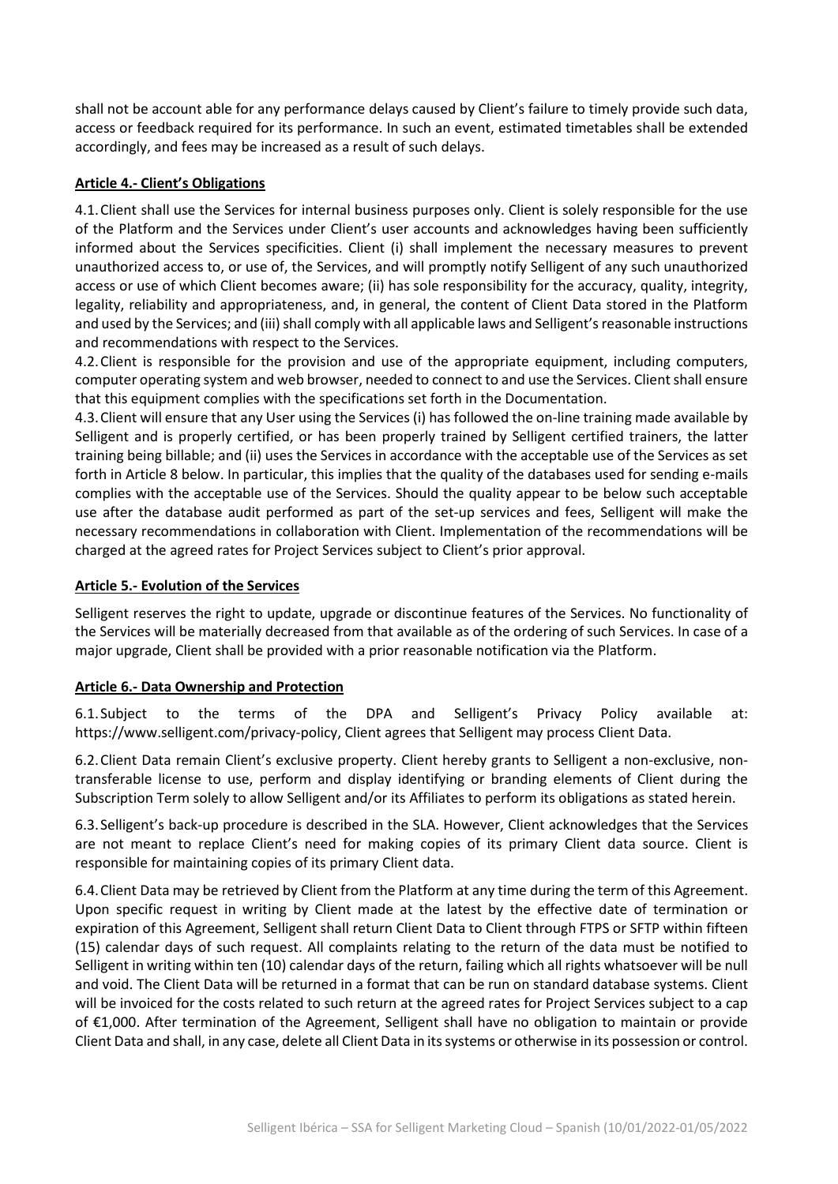shall not be account able for any performance delays caused by Client's failure to timely provide such data, access or feedback required for its performance. In such an event, estimated timetables shall be extended accordingly, and fees may be increased as a result of such delays.

**Article 4.- Client's Obligations**

4.1. Client shall use the Services for internal business purposes only. Client is solely responsible for the use of the Platform and the Services under Client's user accounts and acknowledges having been sufficiently informed about the Services specificities. Client (i) shall implement the necessary measures to prevent unauthorized access to, or use of, the Services, and will promptly notify Selligent of any such unauthorized access or use of which Client becomes aware; (ii) has sole responsibility for the accuracy, quality, integrity, legality, reliability and appropriateness, and, in general, the content of Client Data stored in the Platform and used by the Services; and (iii) shall comply with all applicable laws and Selligent's reasonable instructions and recommendations with respect to the Services.

4.2. Client is responsible for the provision and use of the appropriate equipment, including computers, computer operating system and web browser, needed to connect to and use the Services. Client shall ensure that this equipment complies with the specifications set forth in the Documentation.

4.3. Client will ensure that any User using the Services (i) has followed the on-line training made available by Selligent and is properly certified, or has been properly trained by Selligent certified trainers, the latter training being billable; and (ii) uses the Services in accordance with the acceptable use of the Services as set forth in Article 8 below. In particular, this implies that the quality of the databases used for sending e-mails complies with the acceptable use of the Services. Should the quality appear to be below such acceptable use after the database audit performed as part of the set-up services and fees, Selligent will make the necessary recommendations in collaboration with Client. Implementation of the recommendations will be charged at the agreed rates for Project Services subject to Client's prior approval.

**Article 5.- Evolution of the Services**

Selligent reserves the right to update, upgrade or discontinue features of the Services. No functionality of the Services will be materially decreased from that available as of the ordering of such Services. In case of a major upgrade, Client shall be provided with a prior reasonable notification via the Platform.

**Article 6.- Data Ownership and Protection**

6.1. Subject to the terms of the DPA and Selligent's Privacy Policy available at: https://www.selligent.com/privacy-policy, Client agrees that Selligent may process Client Data.

6.2. Client Data remain Client's exclusive property. Client hereby grants to Selligent a non-exclusive, non-transferable license to use, perform and display identifying or branding elements of Client during the Subscription Term solely to allow Selligent and/or its Affiliates to perform its obligations as stated herein.

6.3. Selligent's back-up procedure is described in the SLA. However, Client acknowledges that the Services are not meant to replace Client's need for making copies of its primary Client data source. Client is responsible for maintaining copies of its primary Client data.

6.4. Client Data may be retrieved by Client from the Platform at any time during the term of this Agreement. Upon specific request in writing by Client made at the latest by the effective date of termination or expiration of this Agreement, Selligent shall return Client Data to Client through FTPS or SFTP within fifteen (15) calendar days of such request. All complaints relating to the return of the data must be notified to Selligent in writing within ten (10) calendar days of the return, failing which all rights whatsoever will be null and void. The Client Data will be returned in a format that can be run on standard database systems. Client will be invoiced for the costs related to such return at the agreed rates for Project Services subject to a cap of €1,000. After termination of the Agreement, Selligent shall have no obligation to maintain or provide Client Data and shall, in any case, delete all Client Data in its systems or otherwise in its possession or control.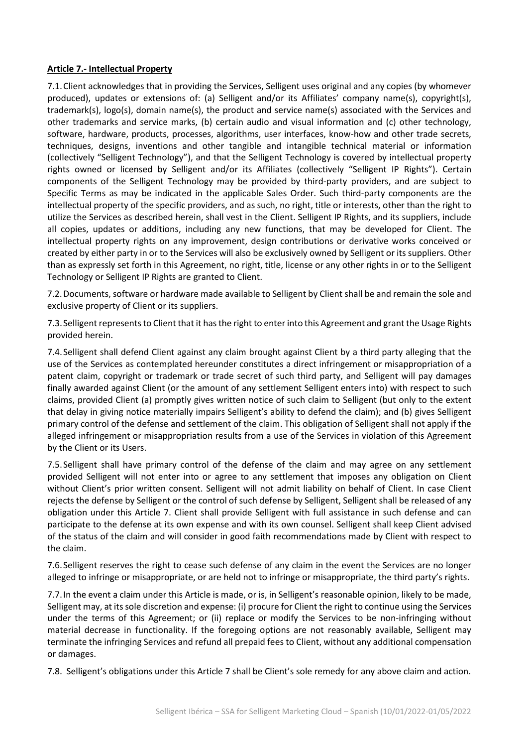**Article 7.- Intellectual Property**

7.1. Client acknowledges that in providing the Services, Selligent uses original and any copies (by whomever produced), updates or extensions of: (a) Selligent and/or its Affiliates' company name(s), copyright(s), trademark(s), logo(s), domain name(s), the product and service name(s) associated with the Services and other trademarks and service marks, (b) certain audio and visual information and (c) other technology, software, hardware, products, processes, algorithms, user interfaces, know-how and other trade secrets, techniques, designs, inventions and other tangible and intangible technical material or information (collectively "Selligent Technology"), and that the Selligent Technology is covered by intellectual property rights owned or licensed by Selligent and/or its Affiliates (collectively "Selligent IP Rights"). Certain components of the Selligent Technology may be provided by third-party providers, and are subject to Specific Terms as may be indicated in the applicable Sales Order. Such third-party components are the intellectual property of the specific providers, and as such, no right, title or interests, other than the right to utilize the Services as described herein, shall vest in the Client. Selligent IP Rights, and its suppliers, include all copies, updates or additions, including any new functions, that may be developed for Client. The intellectual property rights on any improvement, design contributions or derivative works conceived or created by either party in or to the Services will also be exclusively owned by Selligent or its suppliers. Other than as expressly set forth in this Agreement, no right, title, license or any other rights in or to the Selligent Technology or Selligent IP Rights are granted to Client.

7.2. Documents, software or hardware made available to Selligent by Client shall be and remain the sole and exclusive property of Client or its suppliers.

7.3. Selligent represents to Client that it has the right to enter into this Agreement and grant the Usage Rights provided herein.

7.4. Selligent shall defend Client against any claim brought against Client by a third party alleging that the use of the Services as contemplated hereunder constitutes a direct infringement or misappropriation of a patent claim, copyright or trademark or trade secret of such third party, and Selligent will pay damages finally awarded against Client (or the amount of any settlement Selligent enters into) with respect to such claims, provided Client (a) promptly gives written notice of such claim to Selligent (but only to the extent that delay in giving notice materially impairs Selligent's ability to defend the claim); and (b) gives Selligent primary control of the defense and settlement of the claim. This obligation of Selligent shall not apply if the alleged infringement or misappropriation results from a use of the Services in violation of this Agreement by the Client or its Users.

7.5. Selligent shall have primary control of the defense of the claim and may agree on any settlement provided Selligent will not enter into or agree to any settlement that imposes any obligation on Client without Client's prior written consent. Selligent will not admit liability on behalf of Client. In case Client rejects the defense by Selligent or the control of such defense by Selligent, Selligent shall be released of any obligation under this Article 7. Client shall provide Selligent with full assistance in such defense and can participate to the defense at its own expense and with its own counsel. Selligent shall keep Client advised of the status of the claim and will consider in good faith recommendations made by Client with respect to the claim.

7.6. Selligent reserves the right to cease such defense of any claim in the event the Services are no longer alleged to infringe or misappropriate, or are held not to infringe or misappropriate, the third party's rights.

7.7. In the event a claim under this Article is made, or is, in Selligent's reasonable opinion, likely to be made, Selligent may, at its sole discretion and expense: (i) procure for Client the right to continue using the Services under the terms of this Agreement; or (ii) replace or modify the Services to be non-infringing without material decrease in functionality. If the foregoing options are not reasonably available, Selligent may terminate the infringing Services and refund all prepaid fees to Client, without any additional compensation or damages.

7.8. Selligent's obligations under this Article 7 shall be Client's sole remedy for any above claim and action.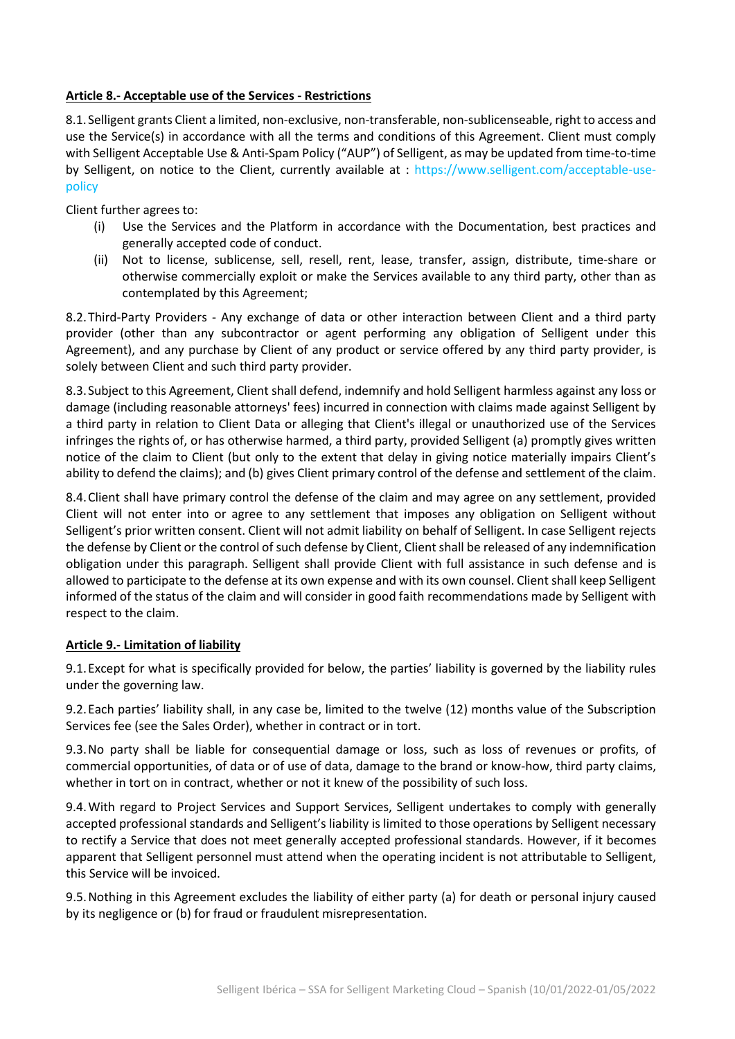## Article 8.- Acceptable use of the Services - Restrictions

8.1. Selligent grants Client a limited, non-exclusive, non-transferable, non-sublicenseable, right to access and use the Service(s) in accordance with all the terms and conditions of this Agreement. Client must comply with Selligent Acceptable Use & Anti-Spam Policy ("AUP") of Selligent, as may be updated from time-to-time by Selligent, on notice to the Client, currently available at : https://www.selligent.com/acceptable-use-policy

Client further agrees to:

(i) Use the Services and the Platform in accordance with the Documentation, best practices and generally accepted code of conduct.

(ii) Not to license, sublicense, sell, resell, rent, lease, transfer, assign, distribute, time-share or otherwise commercially exploit or make the Services available to any third party, other than as contemplated by this Agreement;

8.2. Third-Party Providers - Any exchange of data or other interaction between Client and a third party provider (other than any subcontractor or agent performing any obligation of Selligent under this Agreement), and any purchase by Client of any product or service offered by any third party provider, is solely between Client and such third party provider.

8.3. Subject to this Agreement, Client shall defend, indemnify and hold Selligent harmless against any loss or damage (including reasonable attorneys' fees) incurred in connection with claims made against Selligent by a third party in relation to Client Data or alleging that Client's illegal or unauthorized use of the Services infringes the rights of, or has otherwise harmed, a third party, provided Selligent (a) promptly gives written notice of the claim to Client (but only to the extent that delay in giving notice materially impairs Client's ability to defend the claims); and (b) gives Client primary control of the defense and settlement of the claim.

8.4. Client shall have primary control the defense of the claim and may agree on any settlement, provided Client will not enter into or agree to any settlement that imposes any obligation on Selligent without Selligent's prior written consent. Client will not admit liability on behalf of Selligent. In case Selligent rejects the defense by Client or the control of such defense by Client, Client shall be released of any indemnification obligation under this paragraph. Selligent shall provide Client with full assistance in such defense and is allowed to participate to the defense at its own expense and with its own counsel. Client shall keep Selligent informed of the status of the claim and will consider in good faith recommendations made by Selligent with respect to the claim.

## Article 9.- Limitation of liability

9.1. Except for what is specifically provided for below, the parties' liability is governed by the liability rules under the governing law.

9.2. Each parties' liability shall, in any case be, limited to the twelve (12) months value of the Subscription Services fee (see the Sales Order), whether in contract or in tort.

9.3. No party shall be liable for consequential damage or loss, such as loss of revenues or profits, of commercial opportunities, of data or of use of data, damage to the brand or know-how, third party claims, whether in tort on in contract, whether or not it knew of the possibility of such loss.

9.4. With regard to Project Services and Support Services, Selligent undertakes to comply with generally accepted professional standards and Selligent's liability is limited to those operations by Selligent necessary to rectify a Service that does not meet generally accepted professional standards. However, if it becomes apparent that Selligent personnel must attend when the operating incident is not attributable to Selligent, this Service will be invoiced.

9.5. Nothing in this Agreement excludes the liability of either party (a) for death or personal injury caused by its negligence or (b) for fraud or fraudulent misrepresentation.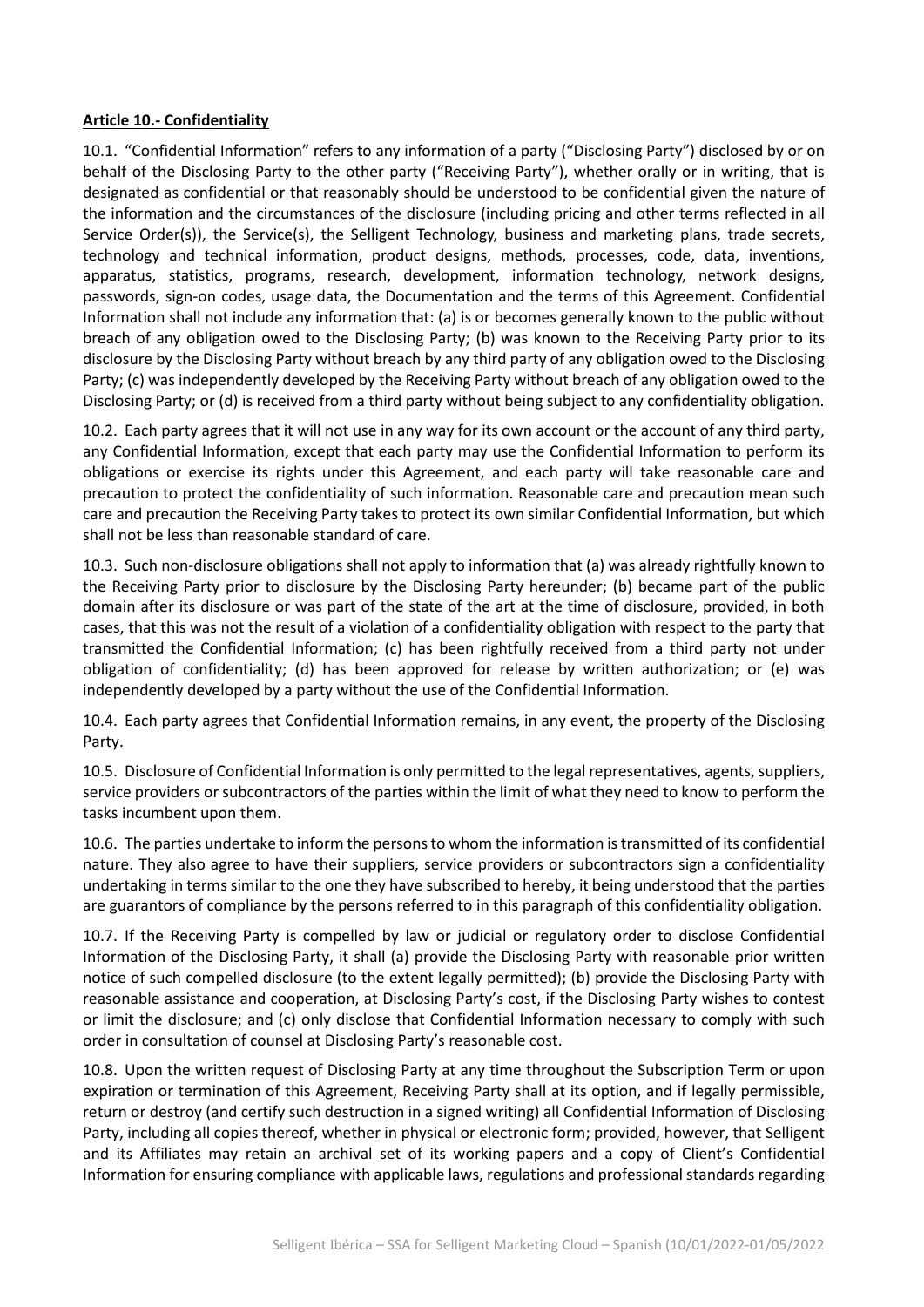**Article 10.- Confidentiality**

10.1. "Confidential Information" refers to any information of a party ("Disclosing Party") disclosed by or on behalf of the Disclosing Party to the other party ("Receiving Party"), whether orally or in writing, that is designated as confidential or that reasonably should be understood to be confidential given the nature of the information and the circumstances of the disclosure (including pricing and other terms reflected in all Service Order(s)), the Service(s), the Selligent Technology, business and marketing plans, trade secrets, technology and technical information, product designs, methods, processes, code, data, inventions, apparatus, statistics, programs, research, development, information technology, network designs, passwords, sign-on codes, usage data, the Documentation and the terms of this Agreement. Confidential Information shall not include any information that: (a) is or becomes generally known to the public without breach of any obligation owed to the Disclosing Party; (b) was known to the Receiving Party prior to its disclosure by the Disclosing Party without breach by any third party of any obligation owed to the Disclosing Party; (c) was independently developed by the Receiving Party without breach of any obligation owed to the Disclosing Party; or (d) is received from a third party without being subject to any confidentiality obligation.

10.2. Each party agrees that it will not use in any way for its own account or the account of any third party, any Confidential Information, except that each party may use the Confidential Information to perform its obligations or exercise its rights under this Agreement, and each party will take reasonable care and precaution to protect the confidentiality of such information. Reasonable care and precaution mean such care and precaution the Receiving Party takes to protect its own similar Confidential Information, but which shall not be less than reasonable standard of care.

10.3. Such non-disclosure obligations shall not apply to information that (a) was already rightfully known to the Receiving Party prior to disclosure by the Disclosing Party hereunder; (b) became part of the public domain after its disclosure or was part of the state of the art at the time of disclosure, provided, in both cases, that this was not the result of a violation of a confidentiality obligation with respect to the party that transmitted the Confidential Information; (c) has been rightfully received from a third party not under obligation of confidentiality; (d) has been approved for release by written authorization; or (e) was independently developed by a party without the use of the Confidential Information.

10.4. Each party agrees that Confidential Information remains, in any event, the property of the Disclosing Party.

10.5. Disclosure of Confidential Information is only permitted to the legal representatives, agents, suppliers, service providers or subcontractors of the parties within the limit of what they need to know to perform the tasks incumbent upon them.

10.6. The parties undertake to inform the persons to whom the information is transmitted of its confidential nature. They also agree to have their suppliers, service providers or subcontractors sign a confidentiality undertaking in terms similar to the one they have subscribed to hereby, it being understood that the parties are guarantors of compliance by the persons referred to in this paragraph of this confidentiality obligation.

10.7. If the Receiving Party is compelled by law or judicial or regulatory order to disclose Confidential Information of the Disclosing Party, it shall (a) provide the Disclosing Party with reasonable prior written notice of such compelled disclosure (to the extent legally permitted); (b) provide the Disclosing Party with reasonable assistance and cooperation, at Disclosing Party's cost, if the Disclosing Party wishes to contest or limit the disclosure; and (c) only disclose that Confidential Information necessary to comply with such order in consultation of counsel at Disclosing Party's reasonable cost.

10.8. Upon the written request of Disclosing Party at any time throughout the Subscription Term or upon expiration or termination of this Agreement, Receiving Party shall at its option, and if legally permissible, return or destroy (and certify such destruction in a signed writing) all Confidential Information of Disclosing Party, including all copies thereof, whether in physical or electronic form; provided, however, that Selligent and its Affiliates may retain an archival set of its working papers and a copy of Client's Confidential Information for ensuring compliance with applicable laws, regulations and professional standards regarding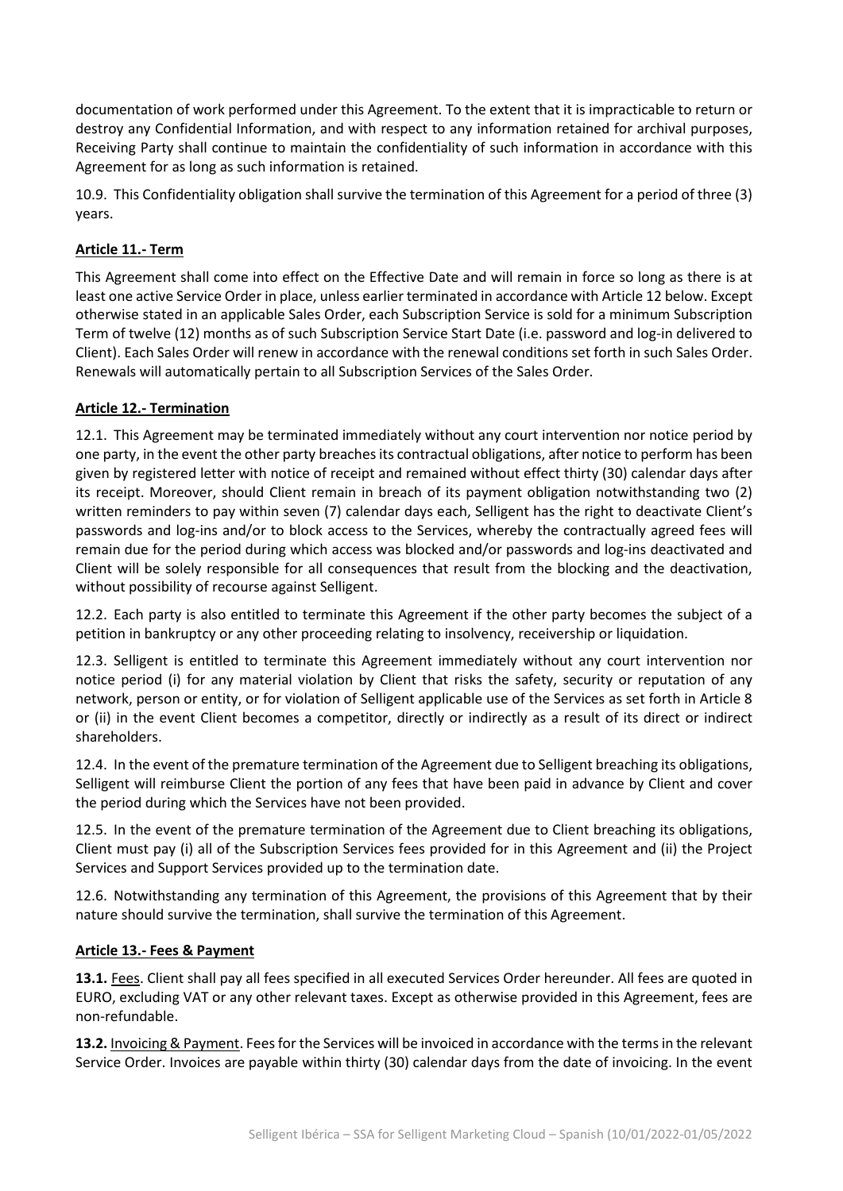documentation of work performed under this Agreement. To the extent that it is impracticable to return or destroy any Confidential Information, and with respect to any information retained for archival purposes, Receiving Party shall continue to maintain the confidentiality of such information in accordance with this Agreement for as long as such information is retained.

10.9. This Confidentiality obligation shall survive the termination of this Agreement for a period of three (3) years.

**Article 11.- Term**

This Agreement shall come into effect on the Effective Date and will remain in force so long as there is at least one active Service Order in place, unless earlier terminated in accordance with Article 12 below. Except otherwise stated in an applicable Sales Order, each Subscription Service is sold for a minimum Subscription Term of twelve (12) months as of such Subscription Service Start Date (i.e. password and log-in delivered to Client). Each Sales Order will renew in accordance with the renewal conditions set forth in such Sales Order. Renewals will automatically pertain to all Subscription Services of the Sales Order.

**Article 12.- Termination**

12.1. This Agreement may be terminated immediately without any court intervention nor notice period by one party, in the event the other party breaches its contractual obligations, after notice to perform has been given by registered letter with notice of receipt and remained without effect thirty (30) calendar days after its receipt. Moreover, should Client remain in breach of its payment obligation notwithstanding two (2) written reminders to pay within seven (7) calendar days each, Selligent has the right to deactivate Client's passwords and log-ins and/or to block access to the Services, whereby the contractually agreed fees will remain due for the period during which access was blocked and/or passwords and log-ins deactivated and Client will be solely responsible for all consequences that result from the blocking and the deactivation, without possibility of recourse against Selligent.

12.2. Each party is also entitled to terminate this Agreement if the other party becomes the subject of a petition in bankruptcy or any other proceeding relating to insolvency, receivership or liquidation.

12.3. Selligent is entitled to terminate this Agreement immediately without any court intervention nor notice period (i) for any material violation by Client that risks the safety, security or reputation of any network, person or entity, or for violation of Selligent applicable use of the Services as set forth in Article 8 or (ii) in the event Client becomes a competitor, directly or indirectly as a result of its direct or indirect shareholders.

12.4. In the event of the premature termination of the Agreement due to Selligent breaching its obligations, Selligent will reimburse Client the portion of any fees that have been paid in advance by Client and cover the period during which the Services have not been provided.

12.5. In the event of the premature termination of the Agreement due to Client breaching its obligations, Client must pay (i) all of the Subscription Services fees provided for in this Agreement and (ii) the Project Services and Support Services provided up to the termination date.

12.6. Notwithstanding any termination of this Agreement, the provisions of this Agreement that by their nature should survive the termination, shall survive the termination of this Agreement.

**Article 13.- Fees & Payment**

**13.1.** Fees. Client shall pay all fees specified in all executed Services Order hereunder. All fees are quoted in EURO, excluding VAT or any other relevant taxes. Except as otherwise provided in this Agreement, fees are non-refundable.

**13.2.** Invoicing & Payment. Fees for the Services will be invoiced in accordance with the terms in the relevant Service Order. Invoices are payable within thirty (30) calendar days from the date of invoicing. In the event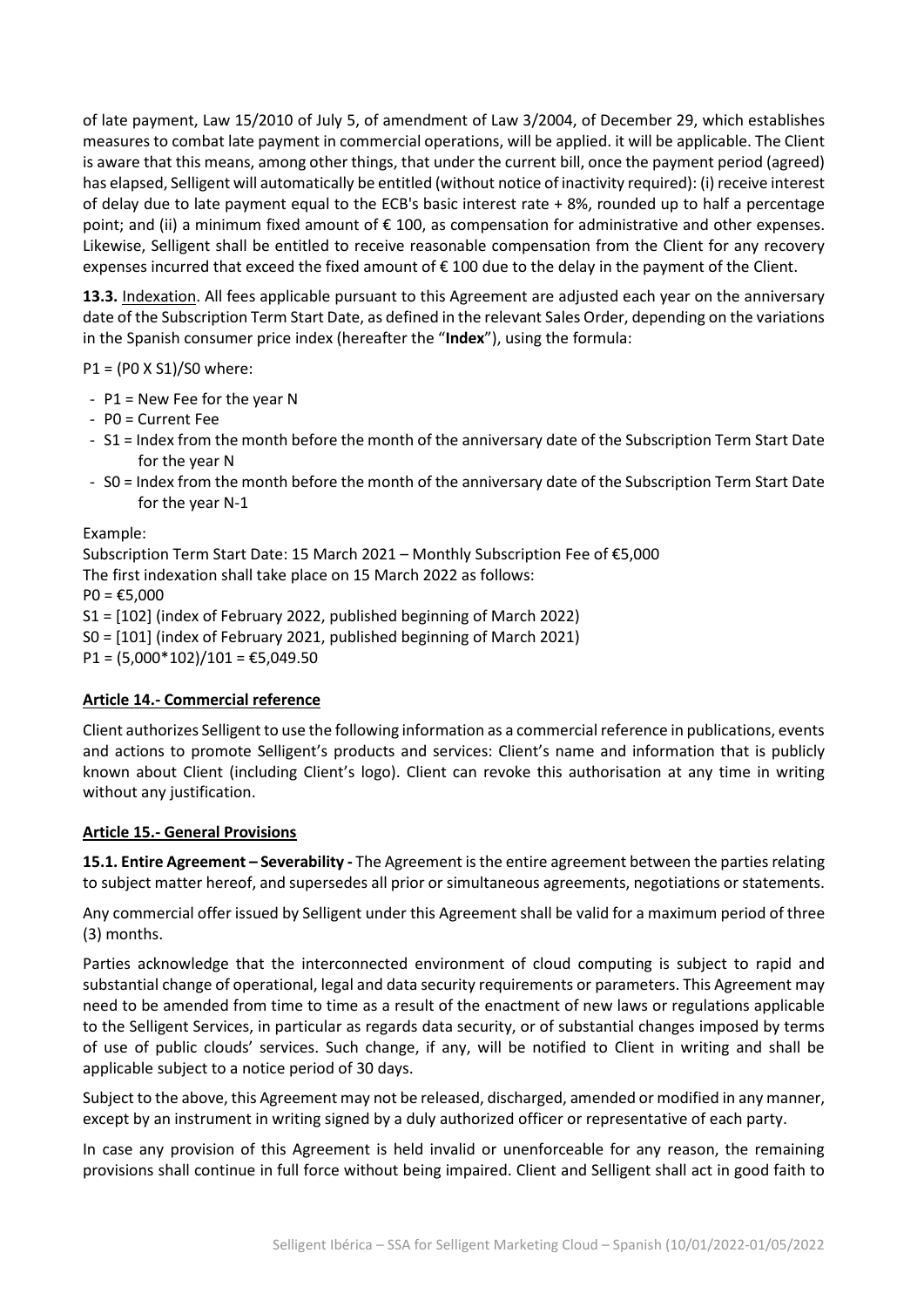of late payment, Law 15/2010 of July 5, of amendment of Law 3/2004, of December 29, which establishes measures to combat late payment in commercial operations, will be applied. it will be applicable. The Client is aware that this means, among other things, that under the current bill, once the payment period (agreed) has elapsed, Selligent will automatically be entitled (without notice of inactivity required): (i) receive interest of delay due to late payment equal to the ECB's basic interest rate + 8%, rounded up to half a percentage point; and (ii) a minimum fixed amount of € 100, as compensation for administrative and other expenses. Likewise, Selligent shall be entitled to receive reasonable compensation from the Client for any recovery expenses incurred that exceed the fixed amount of € 100 due to the delay in the payment of the Client.

**13.3.** Indexation. All fees applicable pursuant to this Agreement are adjusted each year on the anniversary date of the Subscription Term Start Date, as defined in the relevant Sales Order, depending on the variations in the Spanish consumer price index (hereafter the "**Index**"), using the formula:

P1 = (P0 X S1)/S0 where:

- P1 = New Fee for the year N
- P0 = Current Fee
- S1 = Index from the month before the month of the anniversary date of the Subscription Term Start Date for the year N
- S0 = Index from the month before the month of the anniversary date of the Subscription Term Start Date for the year N-1

Example:
Subscription Term Start Date: 15 March 2021 – Monthly Subscription Fee of €5,000
The first indexation shall take place on 15 March 2022 as follows:
P0 = €5,000
S1 = [102] (index of February 2022, published beginning of March 2022)
S0 = [101] (index of February 2021, published beginning of March 2021)
P1 = (5,000*102)/101 = €5,049.50

## Article 14.- Commercial reference

Client authorizes Selligent to use the following information as a commercial reference in publications, events and actions to promote Selligent's products and services: Client's name and information that is publicly known about Client (including Client's logo). Client can revoke this authorisation at any time in writing without any justification.

## Article 15.- General Provisions

**15.1. Entire Agreement – Severability -** The Agreement is the entire agreement between the parties relating to subject matter hereof, and supersedes all prior or simultaneous agreements, negotiations or statements.

Any commercial offer issued by Selligent under this Agreement shall be valid for a maximum period of three (3) months.

Parties acknowledge that the interconnected environment of cloud computing is subject to rapid and substantial change of operational, legal and data security requirements or parameters. This Agreement may need to be amended from time to time as a result of the enactment of new laws or regulations applicable to the Selligent Services, in particular as regards data security, or of substantial changes imposed by terms of use of public clouds' services. Such change, if any, will be notified to Client in writing and shall be applicable subject to a notice period of 30 days.

Subject to the above, this Agreement may not be released, discharged, amended or modified in any manner, except by an instrument in writing signed by a duly authorized officer or representative of each party.

In case any provision of this Agreement is held invalid or unenforceable for any reason, the remaining provisions shall continue in full force without being impaired. Client and Selligent shall act in good faith to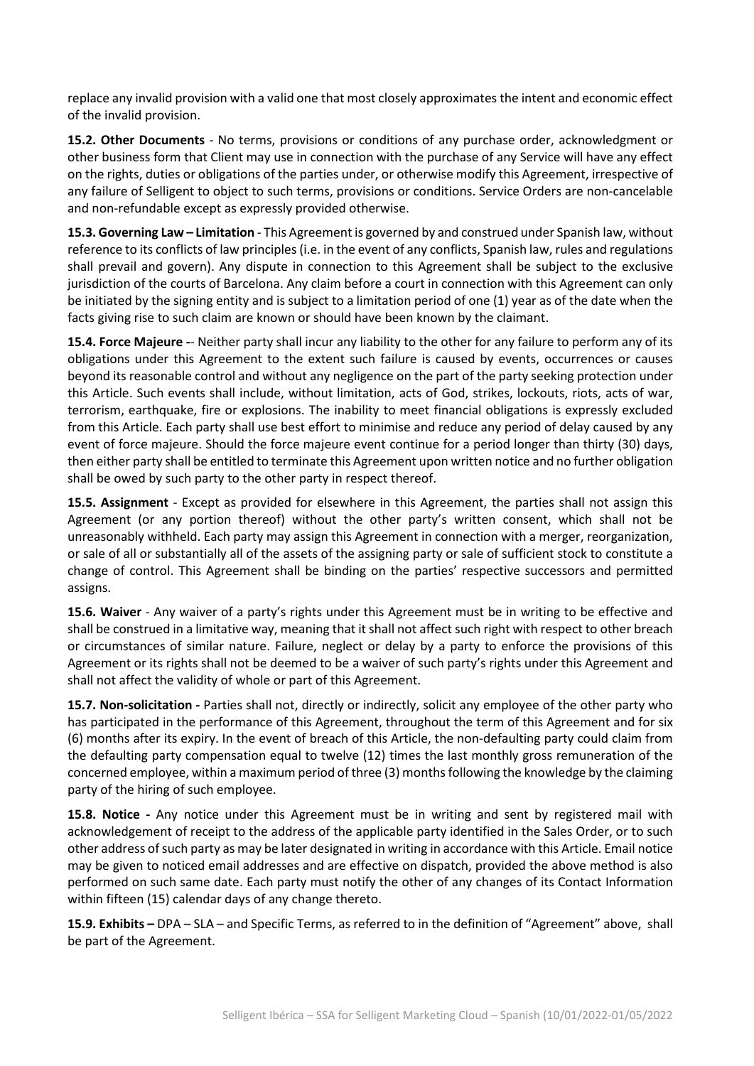replace any invalid provision with a valid one that most closely approximates the intent and economic effect of the invalid provision.

**15.2. Other Documents** - No terms, provisions or conditions of any purchase order, acknowledgment or other business form that Client may use in connection with the purchase of any Service will have any effect on the rights, duties or obligations of the parties under, or otherwise modify this Agreement, irrespective of any failure of Selligent to object to such terms, provisions or conditions. Service Orders are non-cancelable and non-refundable except as expressly provided otherwise.

**15.3. Governing Law – Limitation** - This Agreement is governed by and construed under Spanish law, without reference to its conflicts of law principles (i.e. in the event of any conflicts, Spanish law, rules and regulations shall prevail and govern). Any dispute in connection to this Agreement shall be subject to the exclusive jurisdiction of the courts of Barcelona. Any claim before a court in connection with this Agreement can only be initiated by the signing entity and is subject to a limitation period of one (1) year as of the date when the facts giving rise to such claim are known or should have been known by the claimant.

**15.4. Force Majeure -**- Neither party shall incur any liability to the other for any failure to perform any of its obligations under this Agreement to the extent such failure is caused by events, occurrences or causes beyond its reasonable control and without any negligence on the part of the party seeking protection under this Article. Such events shall include, without limitation, acts of God, strikes, lockouts, riots, acts of war, terrorism, earthquake, fire or explosions. The inability to meet financial obligations is expressly excluded from this Article. Each party shall use best effort to minimise and reduce any period of delay caused by any event of force majeure. Should the force majeure event continue for a period longer than thirty (30) days, then either party shall be entitled to terminate this Agreement upon written notice and no further obligation shall be owed by such party to the other party in respect thereof.

**15.5. Assignment** - Except as provided for elsewhere in this Agreement, the parties shall not assign this Agreement (or any portion thereof) without the other party's written consent, which shall not be unreasonably withheld. Each party may assign this Agreement in connection with a merger, reorganization, or sale of all or substantially all of the assets of the assigning party or sale of sufficient stock to constitute a change of control. This Agreement shall be binding on the parties' respective successors and permitted assigns.

**15.6. Waiver** - Any waiver of a party's rights under this Agreement must be in writing to be effective and shall be construed in a limitative way, meaning that it shall not affect such right with respect to other breach or circumstances of similar nature. Failure, neglect or delay by a party to enforce the provisions of this Agreement or its rights shall not be deemed to be a waiver of such party's rights under this Agreement and shall not affect the validity of whole or part of this Agreement.

**15.7. Non-solicitation -** Parties shall not, directly or indirectly, solicit any employee of the other party who has participated in the performance of this Agreement, throughout the term of this Agreement and for six (6) months after its expiry. In the event of breach of this Article, the non-defaulting party could claim from the defaulting party compensation equal to twelve (12) times the last monthly gross remuneration of the concerned employee, within a maximum period of three (3) months following the knowledge by the claiming party of the hiring of such employee.

**15.8. Notice -** Any notice under this Agreement must be in writing and sent by registered mail with acknowledgement of receipt to the address of the applicable party identified in the Sales Order, or to such other address of such party as may be later designated in writing in accordance with this Article. Email notice may be given to noticed email addresses and are effective on dispatch, provided the above method is also performed on such same date. Each party must notify the other of any changes of its Contact Information within fifteen (15) calendar days of any change thereto.

**15.9. Exhibits –** DPA – SLA – and Specific Terms, as referred to in the definition of "Agreement" above, shall be part of the Agreement.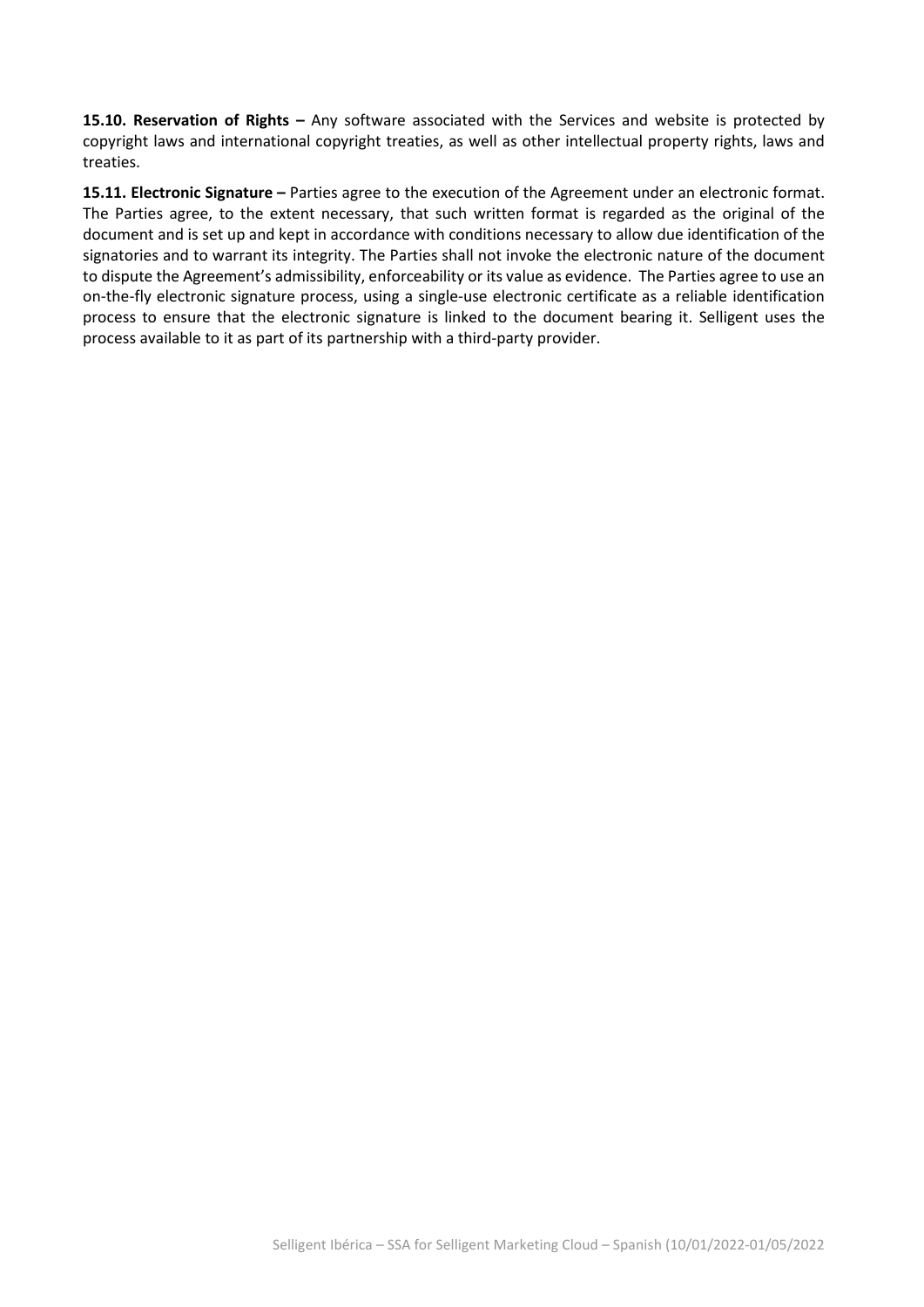**15.10. Reservation of Rights –** Any software associated with the Services and website is protected by copyright laws and international copyright treaties, as well as other intellectual property rights, laws and treaties.

**15.11. Electronic Signature –** Parties agree to the execution of the Agreement under an electronic format. The Parties agree, to the extent necessary, that such written format is regarded as the original of the document and is set up and kept in accordance with conditions necessary to allow due identification of the signatories and to warrant its integrity. The Parties shall not invoke the electronic nature of the document to dispute the Agreement's admissibility, enforceability or its value as evidence. The Parties agree to use an on-the-fly electronic signature process, using a single-use electronic certificate as a reliable identification process to ensure that the electronic signature is linked to the document bearing it. Selligent uses the process available to it as part of its partnership with a third-party provider.